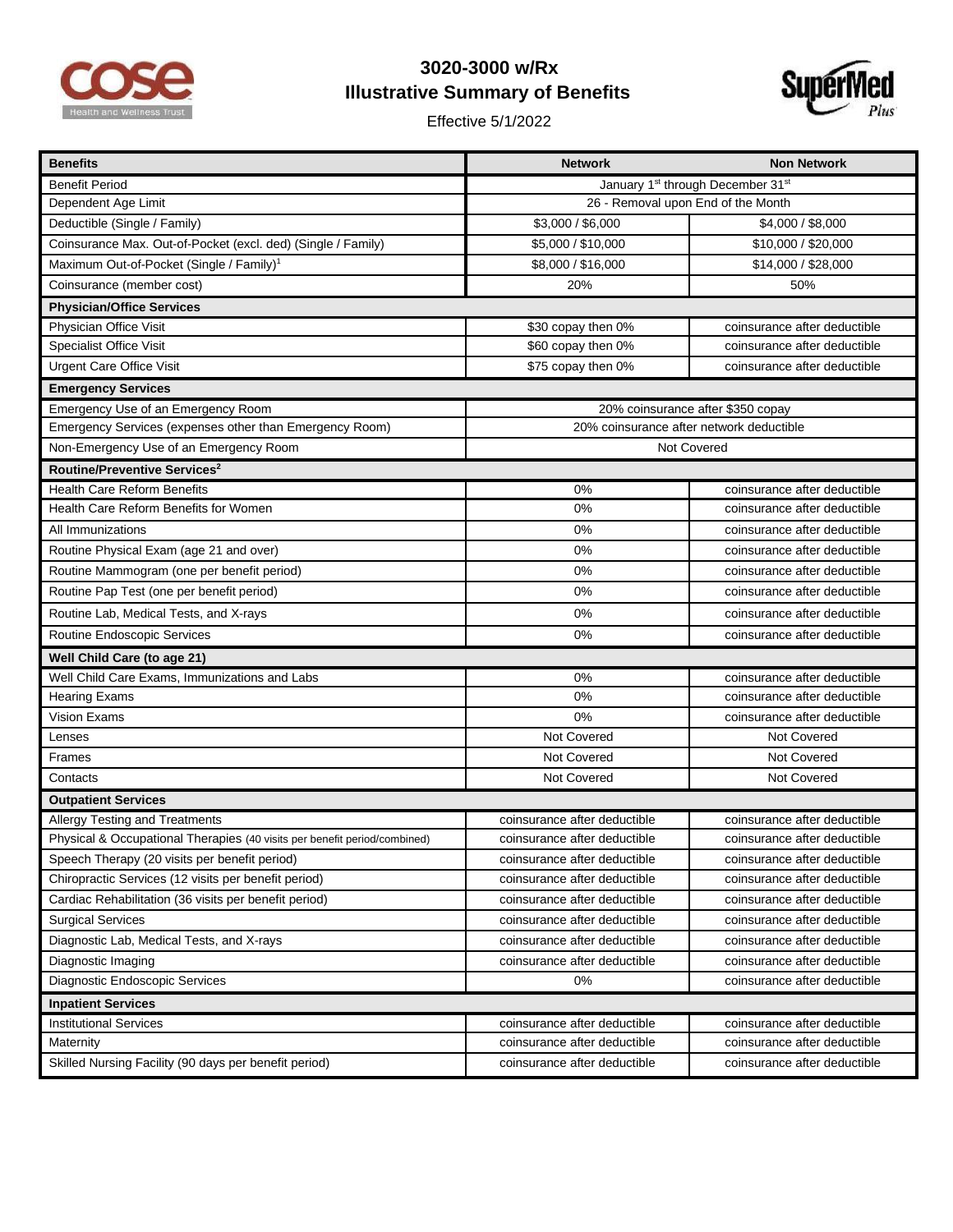# 3020-3000 w/Rx
## Illustrative Summary of Benefits

Effective 5/1/2022

| Benefits | Network | Non Network |
|---|---|---|
| Benefit Period | January 1st through December 31st | |
| Dependent Age Limit | 26 - Removal upon End of the Month | |
| Deductible (Single / Family) | $3,000 / $6,000 | $4,000 / $8,000 |
| Coinsurance Max. Out-of-Pocket (excl. ded) (Single / Family) | $5,000 / $10,000 | $10,000 / $20,000 |
| Maximum Out-of-Pocket (Single / Family)[1] | $8,000 / $16,000 | $14,000 / $28,000 |
| Coinsurance (member cost) | 20% | 50% |
| **Physician/Office Services** | | |
| Physician Office Visit | $30 copay then 0% | coinsurance after deductible |
| Specialist Office Visit | $60 copay then 0% | coinsurance after deductible |
| Urgent Care Office Visit | $75 copay then 0% | coinsurance after deductible |
| **Emergency Services** | | |
| Emergency Use of an Emergency Room | 20% coinsurance after $350 copay | |
| Emergency Services (expenses other than Emergency Room) | 20% coinsurance after network deductible | |
| Non-Emergency Use of an Emergency Room | Not Covered | |
| **Routine/Preventive Services[2]** | | |
| Health Care Reform Benefits | 0% | coinsurance after deductible |
| Health Care Reform Benefits for Women | 0% | coinsurance after deductible |
| All Immunizations | 0% | coinsurance after deductible |
| Routine Physical Exam (age 21 and over) | 0% | coinsurance after deductible |
| Routine Mammogram (one per benefit period) | 0% | coinsurance after deductible |
| Routine Pap Test (one per benefit period) | 0% | coinsurance after deductible |
| Routine Lab, Medical Tests, and X-rays | 0% | coinsurance after deductible |
| Routine Endoscopic Services | 0% | coinsurance after deductible |
| **Well Child Care (to age 21)** | | |
| Well Child Care Exams, Immunizations and Labs | 0% | coinsurance after deductible |
| Hearing Exams | 0% | coinsurance after deductible |
| Vision Exams | 0% | coinsurance after deductible |
| Lenses | Not Covered | Not Covered |
| Frames | Not Covered | Not Covered |
| Contacts | Not Covered | Not Covered |
| **Outpatient Services** | | |
| Allergy Testing and Treatments | coinsurance after deductible | coinsurance after deductible |
| Physical & Occupational Therapies (40 visits per benefit period/combined) | coinsurance after deductible | coinsurance after deductible |
| Speech Therapy (20 visits per benefit period) | coinsurance after deductible | coinsurance after deductible |
| Chiropractic Services (12 visits per benefit period) | coinsurance after deductible | coinsurance after deductible |
| Cardiac Rehabilitation (36 visits per benefit period) | coinsurance after deductible | coinsurance after deductible |
| Surgical Services | coinsurance after deductible | coinsurance after deductible |
| Diagnostic Lab, Medical Tests, and X-rays | coinsurance after deductible | coinsurance after deductible |
| Diagnostic Imaging | coinsurance after deductible | coinsurance after deductible |
| Diagnostic Endoscopic Services | 0% | coinsurance after deductible |
| **Inpatient Services** | | |
| Institutional Services | coinsurance after deductible | coinsurance after deductible |
| Maternity | coinsurance after deductible | coinsurance after deductible |
| Skilled Nursing Facility (90 days per benefit period) | coinsurance after deductible | coinsurance after deductible |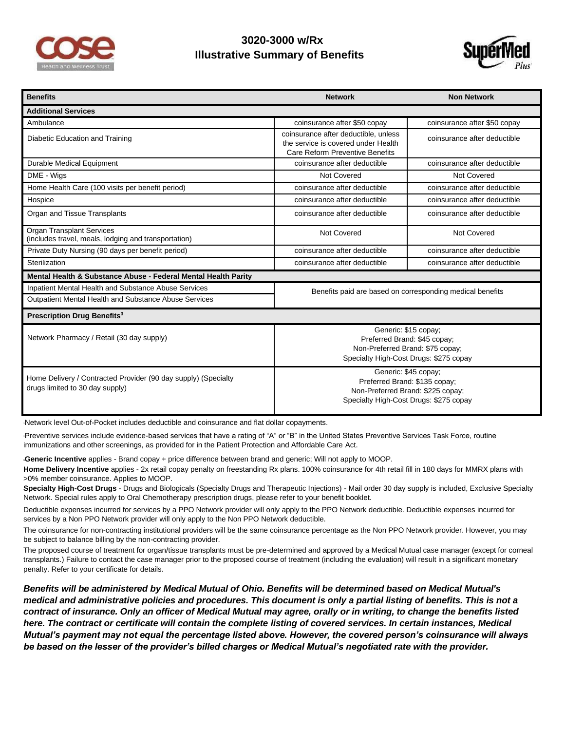# 3020-3000 w/Rx
# Illustrative Summary of Benefits

| Benefits | Network | Non Network |
|---|---|---|
| **Additional Services** | | |
| Ambulance | coinsurance after $50 copay | coinsurance after $50 copay |
| Diabetic Education and Training | coinsurance after deductible, unless the service is covered under Health Care Reform Preventive Benefits | coinsurance after deductible |
| Durable Medical Equipment | coinsurance after deductible | coinsurance after deductible |
| DME - Wigs | Not Covered | Not Covered |
| Home Health Care (100 visits per benefit period) | coinsurance after deductible | coinsurance after deductible |
| Hospice | coinsurance after deductible | coinsurance after deductible |
| Organ and Tissue Transplants | coinsurance after deductible | coinsurance after deductible |
| Organ Transplant Services (includes travel, meals, lodging and transportation) | Not Covered | Not Covered |
| Private Duty Nursing (90 days per benefit period) | coinsurance after deductible | coinsurance after deductible |
| Sterilization | coinsurance after deductible | coinsurance after deductible |
| **Mental Health & Substance Abuse - Federal Mental Health Parity** | | |
| Inpatient Mental Health and Substance Abuse Services | Benefits paid are based on corresponding medical benefits | |
| Outpatient Mental Health and Substance Abuse Services | | |
| **Prescription Drug Benefits[3]** | | |
| Network Pharmacy / Retail (30 day supply) | Generic: $15 copay; Preferred Brand: $45 copay; Non-Preferred Brand: $75 copay; Specialty High-Cost Drugs: $275 copay | |
| Home Delivery / Contracted Provider (90 day supply) (Specialty drugs limited to 30 day supply) | Generic: $45 copay; Preferred Brand: $135 copay; Non-Preferred Brand: $225 copay; Specialty High-Cost Drugs: $275 copay | |

[1]Network level Out-of-Pocket includes deductible and coinsurance and flat dollar copayments.

[2]Preventive services include evidence-based services that have a rating of "A" or "B" in the United States Preventive Services Task Force, routine immunizations and other screenings, as provided for in the Patient Protection and Affordable Care Act.

[3]**Generic Incentive** applies - Brand copay + price difference between brand and generic; Will not apply to MOOP.

**Home Delivery Incentive** applies - 2x retail copay penalty on freestanding Rx plans. 100% coinsurance for 4th retail fill in 180 days for MMRX plans with >0% member coinsurance. Applies to MOOP.

**Specialty High-Cost Drugs** - Drugs and Biologicals (Specialty Drugs and Therapeutic Injections) - Mail order 30 day supply is included, Exclusive Specialty Network. Special rules apply to Oral Chemotherapy prescription drugs, please refer to your benefit booklet.

Deductible expenses incurred for services by a PPO Network provider will only apply to the PPO Network deductible. Deductible expenses incurred for services by a Non PPO Network provider will only apply to the Non PPO Network deductible.

The coinsurance for non-contracting institutional providers will be the same coinsurance percentage as the Non PPO Network provider. However, you may be subject to balance billing by the non-contracting provider.

The proposed course of treatment for organ/tissue transplants must be pre-determined and approved by a Medical Mutual case manager (except for corneal transplants.) Failure to contact the case manager prior to the proposed course of treatment (including the evaluation) will result in a significant monetary penalty. Refer to your certificate for details.

***Benefits will be administered by Medical Mutual of Ohio. Benefits will be determined based on Medical Mutual's medical and administrative policies and procedures. This document is only a partial listing of benefits. This is not a contract of insurance. Only an officer of Medical Mutual may agree, orally or in writing, to change the benefits listed here. The contract or certificate will contain the complete listing of covered services. In certain instances, Medical Mutual's payment may not equal the percentage listed above. However, the covered person's coinsurance will always be based on the lesser of the provider's billed charges or Medical Mutual's negotiated rate with the provider.***